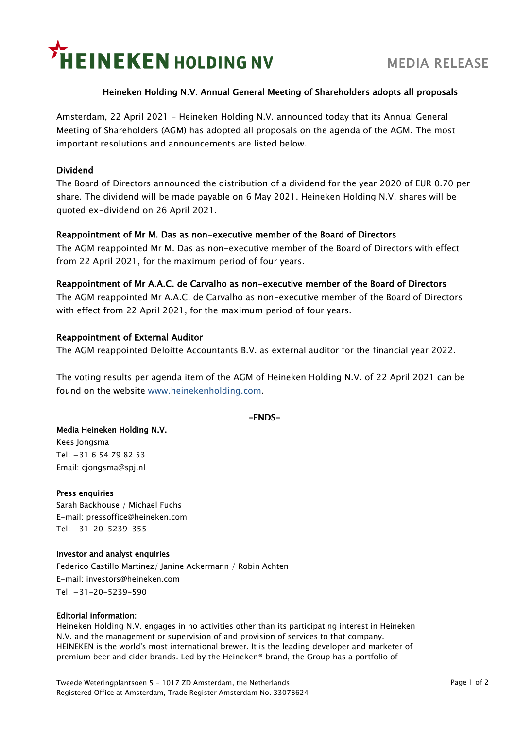HEINEKEN HOLDING NV

MEDIA RELEASE

## Heineken Holding N.V. Annual General Meeting of Shareholders adopts all proposals

Amsterdam, 22 April 2021 - Heineken Holding N.V. announced today that its Annual General Meeting of Shareholders (AGM) has adopted all proposals on the agenda of the AGM. The most important resolutions and announcements are listed below.

### Dividend

The Board of Directors announced the distribution of a dividend for the year 2020 of EUR 0.70 per share. The dividend will be made payable on 6 May 2021. Heineken Holding N.V. shares will be quoted ex-dividend on 26 April 2021.

### Reappointment of Mr M. Das as non-executive member of the Board of Directors

The AGM reappointed Mr M. Das as non-executive member of the Board of Directors with effect from 22 April 2021, for the maximum period of four years.

### Reappointment of Mr A.A.C. de Carvalho as non-executive member of the Board of Directors

The AGM reappointed Mr A.A.C. de Carvalho as non-executive member of the Board of Directors with effect from 22 April 2021, for the maximum period of four years.

### Reappointment of External Auditor

The AGM reappointed Deloitte Accountants B.V. as external auditor for the financial year 2022.

The voting results per agenda item of the AGM of Heineken Holding N.V. of 22 April 2021 can be found on the website www.heinekenholding.com.

-ENDS-

**Media Heineken Holding N.V.**
Kees Jongsma
Tel: +31 6 54 79 82 53
Email: cjongsma@spj.nl

**Press enquiries**
Sarah Backhouse / Michael Fuchs
E-mail: pressoffice@heineken.com
Tel: +31-20-5239-355

**Investor and analyst enquiries**
Federico Castillo Martinez/ Janine Ackermann / Robin Achten
E-mail: investors@heineken.com
Tel: +31-20-5239-590

**Editorial information:**
Heineken Holding N.V. engages in no activities other than its participating interest in Heineken N.V. and the management or supervision of and provision of services to that company. HEINEKEN is the world's most international brewer. It is the leading developer and marketer of premium beer and cider brands. Led by the Heineken® brand, the Group has a portfolio of

Tweede Weteringplantsoen 5 - 1017 ZD Amsterdam, the Netherlands
Registered Office at Amsterdam, Trade Register Amsterdam No. 33078624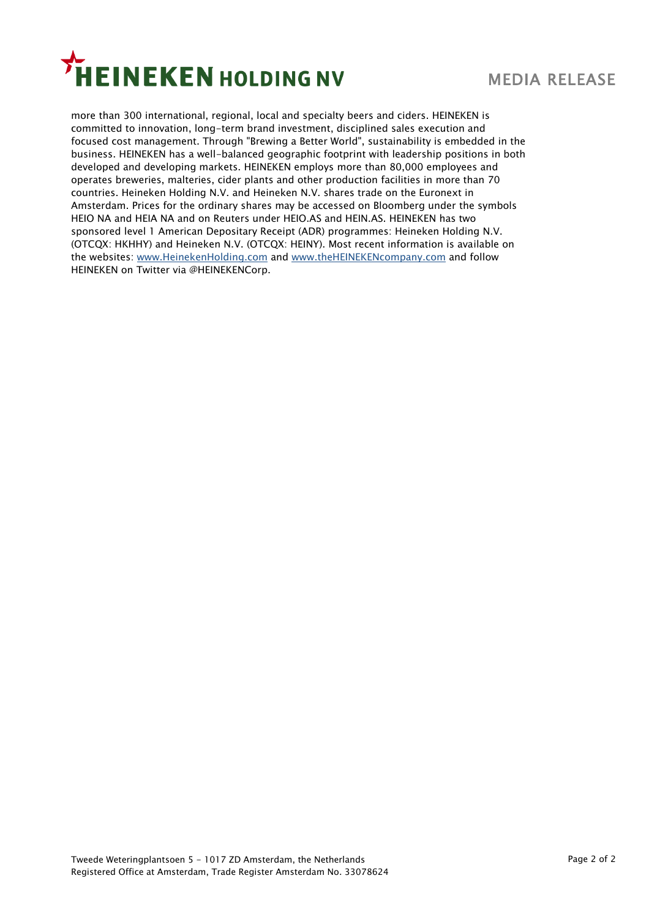more than 300 international, regional, local and specialty beers and ciders. HEINEKEN is committed to innovation, long-term brand investment, disciplined sales execution and focused cost management. Through "Brewing a Better World", sustainability is embedded in the business. HEINEKEN has a well-balanced geographic footprint with leadership positions in both developed and developing markets. HEINEKEN employs more than 80,000 employees and operates breweries, malteries, cider plants and other production facilities in more than 70 countries. Heineken Holding N.V. and Heineken N.V. shares trade on the Euronext in Amsterdam. Prices for the ordinary shares may be accessed on Bloomberg under the symbols HEIO NA and HEIA NA and on Reuters under HEIO.AS and HEIN.AS. HEINEKEN has two sponsored level 1 American Depositary Receipt (ADR) programmes: Heineken Holding N.V. (OTCQX: HKHHY) and Heineken N.V. (OTCQX: HEINY). Most recent information is available on the websites: [www.HeinekenHolding.com](http://www.HeinekenHolding.com) and [www.theHEINEKENcompany.com](http://www.theHEINEKENcompany.com) and follow HEINEKEN on Twitter via @HEINEKENCorp.